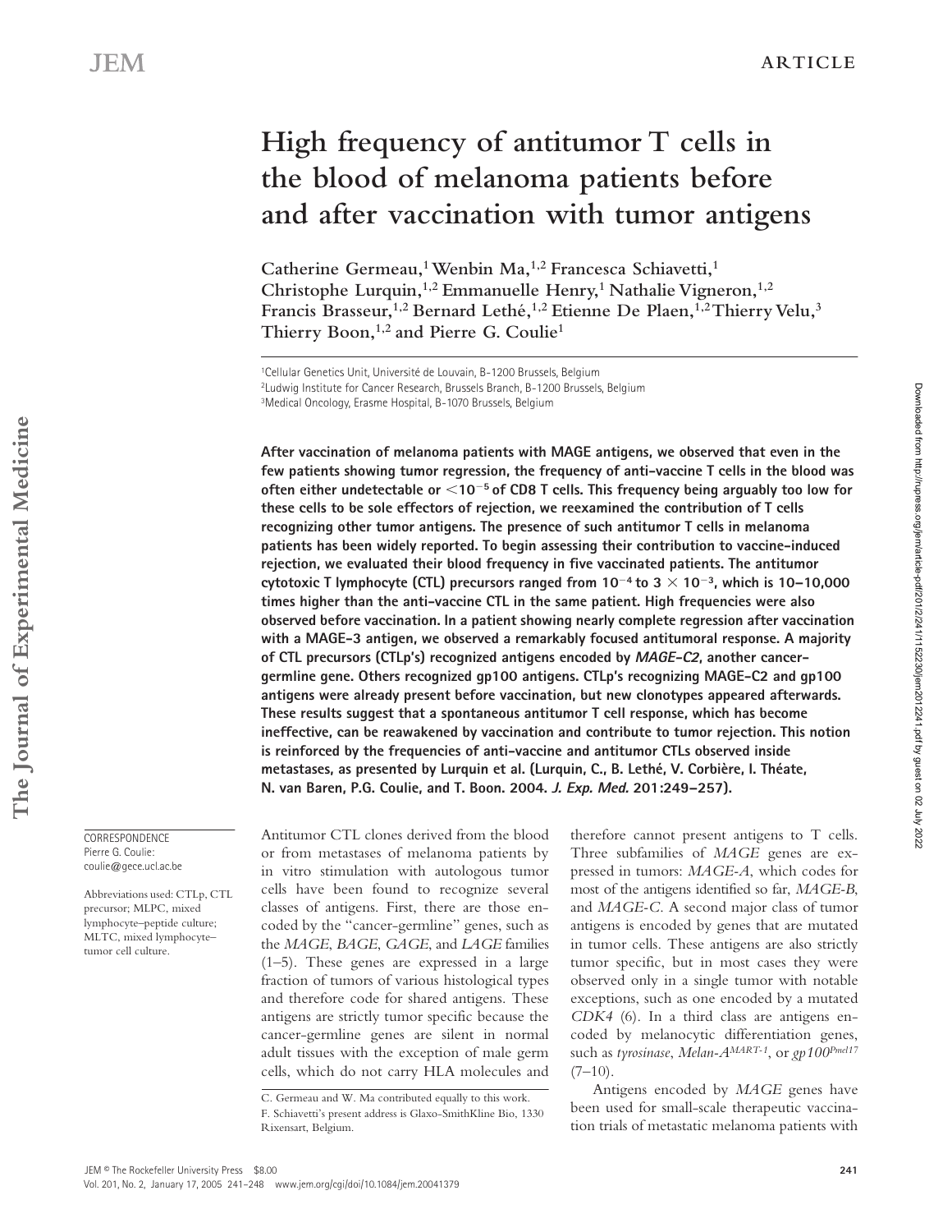# High frequency of antitumor T cells in the blood of melanoma patients before and after vaccination with tumor antigens

Catherine Germeau,[1] Wenbin Ma,[1,2] Francesca Schiavetti,[1] Christophe Lurquin,[1,2] Emmanuelle Henry,[1] Nathalie Vigneron,[1,2] Francis Brasseur,[1,2] Bernard Lethé,[1,2] Etienne De Plaen,[1,2] Thierry Velu,[3] Thierry Boon,[1,2] and Pierre G. Coulie[1]

[1]Cellular Genetics Unit, Université de Louvain, B-1200 Brussels, Belgium
[2]Ludwig Institute for Cancer Research, Brussels Branch, B-1200 Brussels, Belgium
[3]Medical Oncology, Erasme Hospital, B-1070 Brussels, Belgium

**After vaccination of melanoma patients with MAGE antigens, we observed that even in the few patients showing tumor regression, the frequency of anti-vaccine T cells in the blood was often either undetectable or $<10^{-5}$ of CD8 T cells. This frequency being arguably too low for these cells to be sole effectors of rejection, we reexamined the contribution of T cells recognizing other tumor antigens. The presence of such antitumor T cells in melanoma patients has been widely reported. To begin assessing their contribution to vaccine-induced rejection, we evaluated their blood frequency in five vaccinated patients. The antitumor cytotoxic T lymphocyte (CTL) precursors ranged from $10^{-4}$ to $3 \times 10^{-3}$, which is 10–10,000 times higher than the anti-vaccine CTL in the same patient. High frequencies were also observed before vaccination. In a patient showing nearly complete regression after vaccination with a MAGE-3 antigen, we observed a remarkably focused antitumoral response. A majority of CTL precursors (CTLp's) recognized antigens encoded by *MAGE-C2*, another cancer-germline gene. Others recognized gp100 antigens. CTLp's recognizing MAGE-C2 and gp100 antigens were already present before vaccination, but new clonotypes appeared afterwards. These results suggest that a spontaneous antitumor T cell response, which has become ineffective, can be reawakened by vaccination and contribute to tumor rejection. This notion is reinforced by the frequencies of anti-vaccine and antitumor CTLs observed inside metastases, as presented by Lurquin et al. (Lurquin, C., B. Lethé, V. Corbière, I. Théate, N. van Baren, P.G. Coulie, and T. Boon. 2004. *J. Exp. Med.* 201:249–257).**

CORRESPONDENCE
Pierre G. Coulie:
coulie@gece.ucl.ac.be

Abbreviations used: CTLp, CTL precursor; MLPC, mixed lymphocyte–peptide culture; MLTC, mixed lymphocyte–tumor cell culture.

Antitumor CTL clones derived from the blood or from metastases of melanoma patients by in vitro stimulation with autologous tumor cells have been found to recognize several classes of antigens. First, there are those encoded by the "cancer-germline" genes, such as the *MAGE*, *BAGE*, *GAGE*, and *LAGE* families (1–5). These genes are expressed in a large fraction of tumors of various histological types and therefore code for shared antigens. These antigens are strictly tumor specific because the cancer-germline genes are silent in normal adult tissues with the exception of male germ cells, which do not carry HLA molecules and therefore cannot present antigens to T cells. Three subfamilies of *MAGE* genes are expressed in tumors: *MAGE-A*, which codes for most of the antigens identified so far, *MAGE-B*, and *MAGE-C*. A second major class of tumor antigens is encoded by genes that are mutated in tumor cells. These antigens are also strictly tumor specific, but in most cases they were observed only in a single tumor with notable exceptions, such as one encoded by a mutated *CDK4* (6). In a third class are antigens encoded by melanocytic differentiation genes, such as *tyrosinase*, *Melan-A$^{MART-1}$*, or *gp100$^{Pmel17}$* (7–10).

Antigens encoded by *MAGE* genes have been used for small-scale therapeutic vaccination trials of metastatic melanoma patients with

C. Germeau and W. Ma contributed equally to this work.
F. Schiavetti's present address is Glaxo-SmithKline Bio, 1330 Rixensart, Belgium.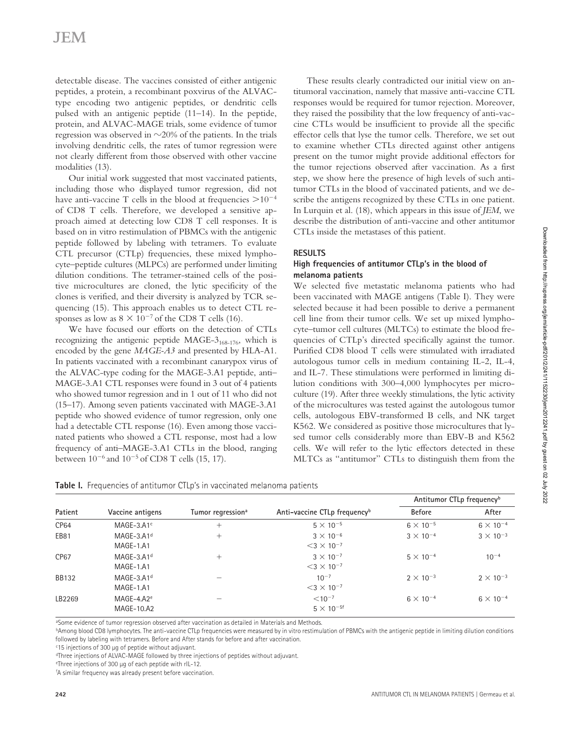detectable disease. The vaccines consisted of either antigenic peptides, a protein, a recombinant poxvirus of the ALVAC-type encoding two antigenic peptides, or dendritic cells pulsed with an antigenic peptide (11–14). In the peptide, protein, and ALVAC-MAGE trials, some evidence of tumor regression was observed in ~20% of the patients. In the trials involving dendritic cells, the rates of tumor regression were not clearly different from those observed with other vaccine modalities (13).

Our initial work suggested that most vaccinated patients, including those who displayed tumor regression, did not have anti-vaccine T cells in the blood at frequencies $>10^{-4}$ of CD8 T cells. Therefore, we developed a sensitive approach aimed at detecting low CD8 T cell responses. It is based on in vitro restimulation of PBMCs with the antigenic peptide followed by labeling with tetramers. To evaluate CTL precursor (CTLp) frequencies, these mixed lymphocyte–peptide cultures (MLPCs) are performed under limiting dilution conditions. The tetramer-stained cells of the positive microcultures are cloned, the lytic specificity of the clones is verified, and their diversity is analyzed by TCR sequencing (15). This approach enables us to detect CTL responses as low as $8 \times 10^{-7}$ of the CD8 T cells (16).

We have focused our efforts on the detection of CTLs recognizing the antigenic peptide MAGE-$3_{168-176}$, which is encoded by the gene *MAGE-A3* and presented by HLA-A1. In patients vaccinated with a recombinant canarypox virus of the ALVAC-type coding for the MAGE-3.A1 peptide, anti–MAGE-3.A1 CTL responses were found in 3 out of 4 patients who showed tumor regression and in 1 out of 11 who did not (15–17). Among seven patients vaccinated with MAGE-3.A1 peptide who showed evidence of tumor regression, only one had a detectable CTL response (16). Even among those vaccinated patients who showed a CTL response, most had a low frequency of anti–MAGE-3.A1 CTLs in the blood, ranging between $10^{-6}$ and $10^{-5}$ of CD8 T cells (15, 17).

These results clearly contradicted our initial view on antitumoral vaccination, namely that massive anti-vaccine CTL responses would be required for tumor rejection. Moreover, they raised the possibility that the low frequency of anti-vaccine CTLs would be insufficient to provide all the specific effector cells that lyse the tumor cells. Therefore, we set out to examine whether CTLs directed against other antigens present on the tumor might provide additional effectors for the tumor rejections observed after vaccination. As a first step, we show here the presence of high levels of such antitumor CTLs in the blood of vaccinated patients, and we describe the antigens recognized by these CTLs in one patient. In Lurquin et al. (18), which appears in this issue of *JEM*, we describe the distribution of anti-vaccine and other antitumor CTLs inside the metastases of this patient.

## RESULTS

### High frequencies of antitumor CTLp's in the blood of melanoma patients

We selected five metastatic melanoma patients who had been vaccinated with MAGE antigens (Table I). They were selected because it had been possible to derive a permanent cell line from their tumor cells. We set up mixed lymphocyte–tumor cell cultures (MLTCs) to estimate the blood frequencies of CTLp's directed specifically against the tumor. Purified CD8 blood T cells were stimulated with irradiated autologous tumor cells in medium containing IL-2, IL-4, and IL-7. These stimulations were performed in limiting dilution conditions with 300–4,000 lymphocytes per microculture (19). After three weekly stimulations, the lytic activity of the microcultures was tested against the autologous tumor cells, autologous EBV-transformed B cells, and NK target K562. We considered as positive those microcultures that lysed tumor cells considerably more than EBV-B and K562 cells. We will refer to the lytic effectors detected in these MLTCs as "antitumor" CTLs to distinguish them from the

**Table I.** Frequencies of antitumor CTLp's in vaccinated melanoma patients

| Patient | Vaccine antigens | Tumor regression[a] | Anti-vaccine CTLp frequency[b] | Antitumor CTLp frequency[b] | |
|---|---|---|---|---|---|
| | | | | Before | After |
| CP64 | MAGE-3.A1[c] | + | $5 \times 10^{-5}$ | $6 \times 10^{-5}$ | $6 \times 10^{-4}$ |
| EB81 | MAGE-3.A1[d] | + | $3 \times 10^{-6}$ | $3 \times 10^{-4}$ | $3 \times 10^{-3}$ |
| | MAGE-1.A1 | | $<3 \times 10^{-7}$ | | |
| CP67 | MAGE-3.A1[d] | + | $3 \times 10^{-7}$ | $5 \times 10^{-4}$ | $10^{-4}$ |
| | MAGE-1.A1 | | $<3 \times 10^{-7}$ | | |
| BB132 | MAGE-3.A1[d] | − | $10^{-7}$ | $2 \times 10^{-3}$ | $2 \times 10^{-3}$ |
| | MAGE-1.A1 | | $<3 \times 10^{-7}$ | | |
| LB2269 | MAGE-4.A2[e] | − | $<10^{-7}$ | $6 \times 10^{-4}$ | $6 \times 10^{-4}$ |
| | MAGE-10.A2 | | $5 \times 10^{-5}$[f] | | |

[a]Some evidence of tumor regression observed after vaccination as detailed in Materials and Methods.

[b]Among blood CD8 lymphocytes. The anti-vaccine CTLp frequencies were measured by in vitro restimulation of PBMCs with the antigenic peptide in limiting dilution conditions followed by labeling with tetramers. Before and After stands for before and after vaccination.

[c]15 injections of 300 µg of peptide without adjuvant.

[d]Three injections of ALVAC-MAGE followed by three injections of peptides without adjuvant.

[e]Three injections of 300 µg of each peptide with rIL-12.

[f]A similar frequency was already present before vaccination.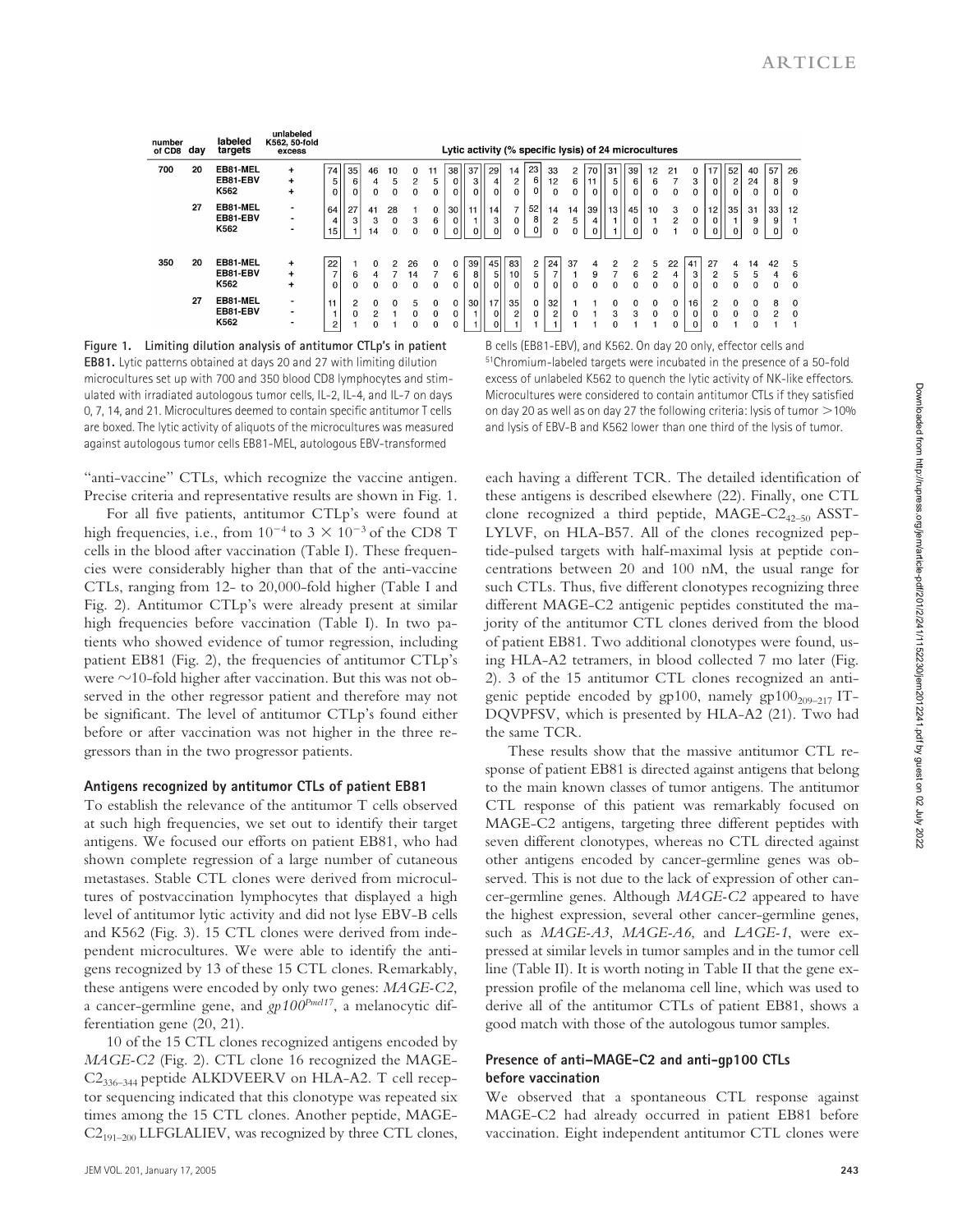| number of CD8 | day | labeled targets | unlabeled K562, 50-fold excess | Lytic activity (% specific lysis) of 24 microcultures | | | | | | | | | | | | | | | | | | | | | | | |
|---|---|---|---|---|---|---|---|---|---|---|---|---|---|---|---|---|---|---|---|---|---|---|---|---|---|---|---|
| 700 | 20 | EB81-MEL | + | 74 | 35 | 46 | 10 | 0 | 11 | 38 | 37 | 29 | 14 | 23 | 33 | 2 | 70 | 31 | 39 | 12 | 21 | 0 | 17 | 52 | 40 | 57 | 26 |
| | | EB81-EBV | + | 5 | 6 | 4 | 5 | 2 | 5 | 0 | 3 | 4 | 2 | 6 | 12 | 6 | 11 | 5 | 6 | 6 | 7 | 3 | 0 | 2 | 24 | 8 | 9 |
| | | K562 | + | 0 | 0 | 0 | 0 | 0 | 0 | 0 | 0 | 0 | 0 | 0 | 0 | 0 | 0 | 0 | 0 | 0 | 0 | 0 | 0 | 0 | 0 | 0 | 0 |
| | 27 | EB81-MEL | - | 64 | 27 | 41 | 28 | 1 | 0 | 30 | 11 | 14 | 7 | 52 | 14 | 14 | 39 | 13 | 45 | 10 | 3 | 0 | 12 | 35 | 31 | 33 | 12 |
| | | EB81-EBV | - | 4 | 3 | 3 | 0 | 3 | 6 | 0 | 1 | 3 | 0 | 8 | 2 | 5 | 4 | 1 | 0 | 1 | 2 | 0 | 0 | 1 | 9 | 9 | 1 |
| | | K562 | - | 15 | 1 | 14 | 0 | 0 | 0 | 0 | 0 | 0 | 0 | 0 | 0 | 0 | 0 | 1 | 0 | 0 | 1 | 0 | 0 | 0 | 0 | 0 | 0 |
| 350 | 20 | EB81-MEL | + | 22 | 1 | 0 | 2 | 26 | 0 | 0 | 39 | 45 | 83 | 2 | 24 | 37 | 4 | 2 | 2 | 5 | 22 | 41 | 27 | 4 | 14 | 42 | 5 |
| | | EB81-EBV | + | 7 | 6 | 4 | 7 | 14 | 7 | 6 | 8 | 5 | 10 | 5 | 7 | 1 | 9 | 7 | 6 | 2 | 4 | 3 | 2 | 5 | 5 | 4 | 6 |
| | | K562 | + | 0 | 0 | 0 | 0 | 0 | 0 | 0 | 0 | 0 | 0 | 0 | 0 | 0 | 0 | 0 | 0 | 0 | 0 | 0 | 0 | 0 | 0 | 0 | 0 |
| | 27 | EB81-MEL | - | 11 | 2 | 0 | 0 | 5 | 0 | 0 | 30 | 17 | 35 | 0 | 32 | 1 | 1 | 0 | 0 | 0 | 0 | 16 | 2 | 0 | 0 | 8 | 0 |
| | | EB81-EBV | - | 1 | 0 | 2 | 1 | 0 | 0 | 0 | 1 | 0 | 2 | 0 | 2 | 0 | 1 | 3 | 3 | 0 | 0 | 0 | 0 | 0 | 0 | 2 | 0 |
| | | K562 | - | 2 | 1 | 0 | 1 | 0 | 0 | 0 | 1 | 0 | 1 | 1 | 1 | 1 | 1 | 0 | 1 | 1 | 0 | 0 | 0 | 1 | 0 | 1 | 1 |

**Figure 1. Limiting dilution analysis of antitumor CTLp's in patient EB81.** Lytic patterns obtained at days 20 and 27 with limiting dilution microcultures set up with 700 and 350 blood CD8 lymphocytes and stimulated with irradiated autologous tumor cells, IL-2, IL-4, and IL-7 on days 0, 7, 14, and 21. Microcultures deemed to contain specific antitumor T cells are boxed. The lytic activity of aliquots of the microcultures was measured against autologous tumor cells EB81-MEL, autologous EBV-transformed B cells (EB81-EBV), and K562. On day 20 only, effector cells and [51]Chromium-labeled targets were incubated in the presence of a 50-fold excess of unlabeled K562 to quench the lytic activity of NK-like effectors. Microcultures were considered to contain antitumor CTLs if they satisfied on day 20 as well as on day 27 the following criteria: lysis of tumor >10% and lysis of EBV-B and K562 lower than one third of the lysis of tumor.

"anti-vaccine" CTLs, which recognize the vaccine antigen. Precise criteria and representative results are shown in Fig. 1.

For all five patients, antitumor CTLp's were found at high frequencies, i.e., from $10^{-4}$ to $3 \times 10^{-3}$ of the CD8 T cells in the blood after vaccination (Table I). These frequencies were considerably higher than that of the anti-vaccine CTLs, ranging from 12- to 20,000-fold higher (Table I and Fig. 2). Antitumor CTLp's were already present at similar high frequencies before vaccination (Table I). In two patients who showed evidence of tumor regression, including patient EB81 (Fig. 2), the frequencies of antitumor CTLp's were ~10-fold higher after vaccination. But this was not observed in the other regressor patient and therefore may not be significant. The level of antitumor CTLp's found either before or after vaccination was not higher in the three regressors than in the two progressor patients.

### Antigens recognized by antitumor CTLs of patient EB81

To establish the relevance of the antitumor T cells observed at such high frequencies, we set out to identify their target antigens. We focused our efforts on patient EB81, who had shown complete regression of a large number of cutaneous metastases. Stable CTL clones were derived from microcultures of postvaccination lymphocytes that displayed a high level of antitumor lytic activity and did not lyse EBV-B cells and K562 (Fig. 3). 15 CTL clones were derived from independent microcultures. We were able to identify the antigens recognized by 13 of these 15 CTL clones. Remarkably, these antigens were encoded by only two genes: *MAGE-C2*, a cancer-germline gene, and *gp100*$^{Pmel17}$, a melanocytic differentiation gene (20, 21).

10 of the 15 CTL clones recognized antigens encoded by *MAGE-C2* (Fig. 2). CTL clone 16 recognized the MAGE-$C2_{336-344}$ peptide ALKDVEERV on HLA-A2. T cell receptor sequencing indicated that this clonotype was repeated six times among the 15 CTL clones. Another peptide, MAGE-$C2_{191-200}$ LLFGLALIEV, was recognized by three CTL clones, each having a different TCR. The detailed identification of these antigens is described elsewhere (22). Finally, one CTL clone recognized a third peptide, MAGE-$C2_{42-50}$ ASST-LYLVF, on HLA-B57. All of the clones recognized peptide-pulsed targets with half-maximal lysis at peptide concentrations between 20 and 100 nM, the usual range for such CTLs. Thus, five different clonotypes recognizing three different MAGE-C2 antigenic peptides constituted the majority of the antitumor CTL clones derived from the blood of patient EB81. Two additional clonotypes were found, using HLA-A2 tetramers, in blood collected 7 mo later (Fig. 2). 3 of the 15 antitumor CTL clones recognized an antigenic peptide encoded by gp100, namely $gp100_{209-217}$ IT-DQVPFSV, which is presented by HLA-A2 (21). Two had the same TCR.

These results show that the massive antitumor CTL response of patient EB81 is directed against antigens that belong to the main known classes of tumor antigens. The antitumor CTL response of this patient was remarkably focused on MAGE-C2 antigens, targeting three different peptides with seven different clonotypes, whereas no CTL directed against other antigens encoded by cancer-germline genes was observed. This is not due to the lack of expression of other cancer-germline genes. Although *MAGE-C2* appeared to have the highest expression, several other cancer-germline genes, such as *MAGE-A3*, *MAGE-A6*, and *LAGE-1*, were expressed at similar levels in tumor samples and in the tumor cell line (Table II). It is worth noting in Table II that the gene expression profile of the melanoma cell line, which was used to derive all of the antitumor CTLs of patient EB81, shows a good match with those of the autologous tumor samples.

### Presence of anti–MAGE-C2 and anti-gp100 CTLs before vaccination

We observed that a spontaneous CTL response against MAGE-C2 had already occurred in patient EB81 before vaccination. Eight independent antitumor CTL clones were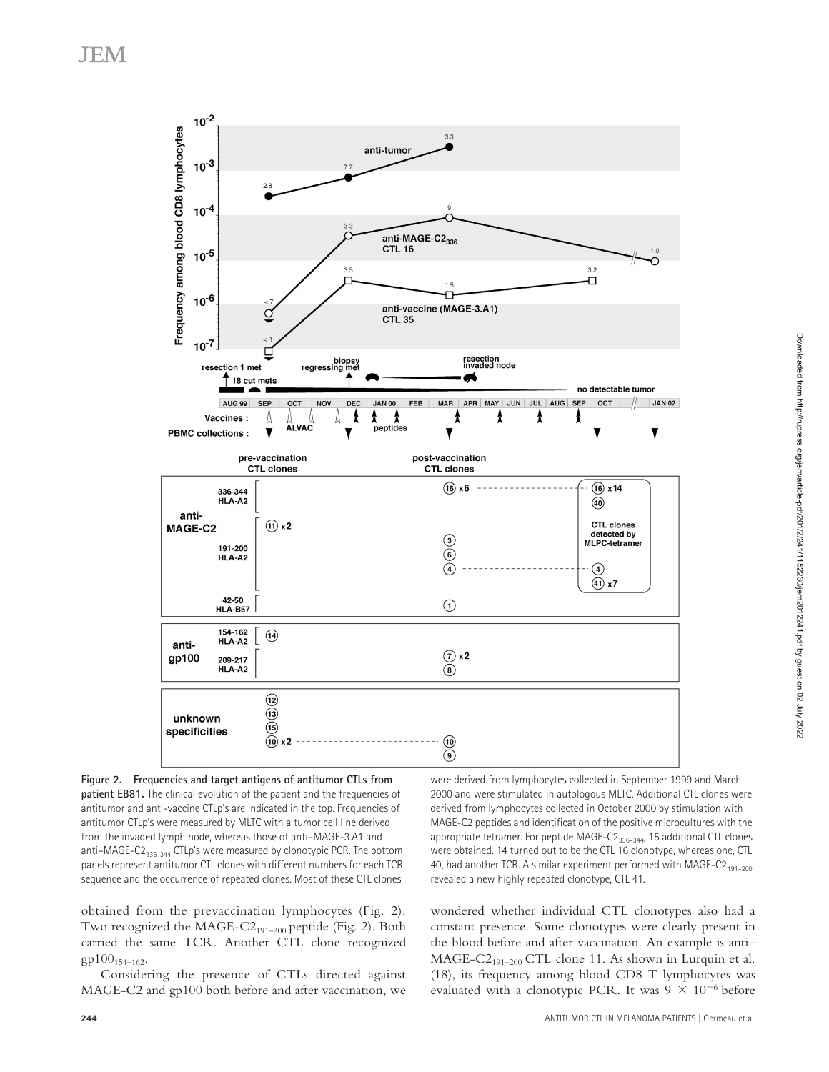**Figure 2. Frequencies and target antigens of antitumor CTLs from patient EB81.** The clinical evolution of the patient and the frequencies of antitumor and anti-vaccine CTLp's are indicated in the top. Frequencies of antitumor CTLp's were measured by MLTC with a tumor cell line derived from the invaded lymph node, whereas those of anti–MAGE-3.A1 and anti–MAGE-$C2_{336-344}$ CTLp's were measured by clonotypic PCR. The bottom panels represent antitumor CTL clones with different numbers for each TCR sequence and the occurrence of repeated clones. Most of these CTL clones were derived from lymphocytes collected in September 1999 and March 2000 and were stimulated in autologous MLTC. Additional CTL clones were derived from lymphocytes collected in October 2000 by stimulation with MAGE-C2 peptides and identification of the positive microcultures with the appropriate tetramer. For peptide MAGE-$C2_{336-344}$, 15 additional CTL clones were obtained. 14 turned out to be the CTL 16 clonotype, whereas one, CTL 40, had another TCR. A similar experiment performed with MAGE-$C2_{191-200}$ revealed a new highly repeated clonotype, CTL 41.

obtained from the prevaccination lymphocytes (Fig. 2). Two recognized the MAGE-$C2_{191-200}$ peptide (Fig. 2). Both carried the same TCR. Another CTL clone recognized $gp100_{154-162}$.

Considering the presence of CTLs directed against MAGE-C2 and gp100 both before and after vaccination, we wondered whether individual CTL clonotypes also had a constant presence. Some clonotypes were clearly present in the blood before and after vaccination. An example is anti–MAGE-$C2_{191-200}$ CTL clone 11. As shown in Lurquin et al. (18), its frequency among blood CD8 T lymphocytes was evaluated with a clonotypic PCR. It was $9 \times 10^{-6}$ before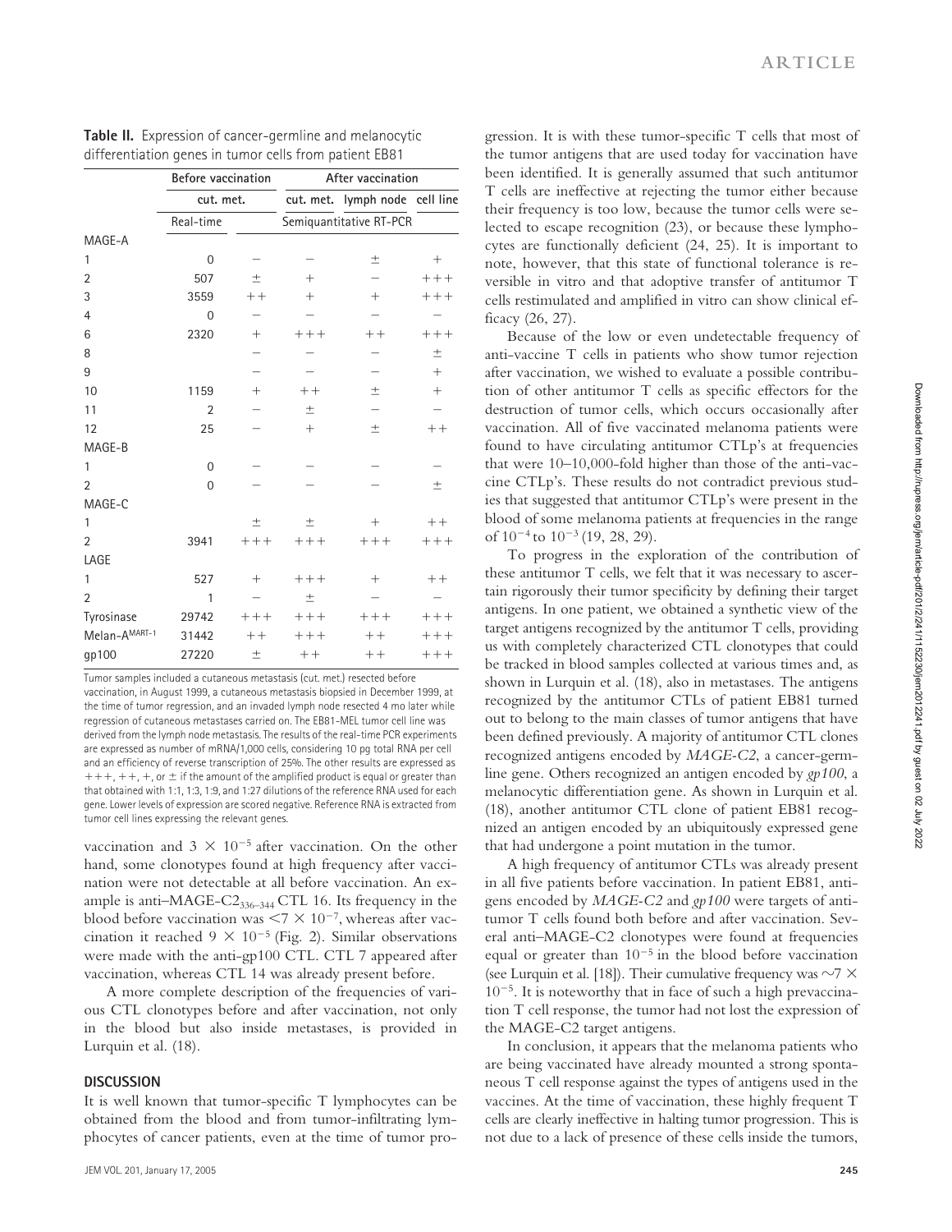**Table II.** Expression of cancer-germline and melanocytic differentiation genes in tumor cells from patient EB81

| | Before vaccination | After vaccination | | |
|---|---|---|---|---|
| | cut. met. | cut. met. | lymph node | cell line |
| | Real-time | Semiquantitative RT-PCR | | |
| MAGE-A | | | | |
| 1 | 0 | – | – | ± | + |
| 2 | 507 | ± | + | – | +++ |
| 3 | 3559 | ++ | + | + | +++ |
| 4 | 0 | – | – | – | – |
| 6 | 2320 | + | +++ | ++ | +++ |
| 8 | | – | – | – | ± |
| 9 | | – | – | – | + |
| 10 | 1159 | + | ++ | ± | + |
| 11 | 2 | – | ± | – | – |
| 12 | 25 | – | + | ± | ++ |
| MAGE-B | | | | | |
| 1 | 0 | – | – | – | – |
| 2 | 0 | – | – | – | ± |
| MAGE-C | | | | | |
| 1 | | ± | ± | + | ++ |
| 2 | 3941 | +++ | +++ | +++ | +++ |
| LAGE | | | | | |
| 1 | 527 | + | +++ | + | ++ |
| 2 | 1 | – | ± | – | – |
| Tyrosinase | 29742 | +++ | +++ | +++ | +++ |
| Melan-A$^{MART-1}$ | 31442 | ++ | +++ | ++ | +++ |
| gp100 | 27220 | ± | ++ | ++ | +++ |

Tumor samples included a cutaneous metastasis (cut. met.) resected before vaccination, in August 1999, a cutaneous metastasis biopsied in December 1999, at the time of tumor regression, and an invaded lymph node resected 4 mo later while regression of cutaneous metastases carried on. The EB81-MEL tumor cell line was derived from the lymph node metastasis. The results of the real-time PCR experiments are expressed as number of mRNA/1,000 cells, considering 10 pg total RNA per cell and an efficiency of reverse transcription of 25%. The other results are expressed as +++, ++, +, or ± if the amount of the amplified product is equal or greater than that obtained with 1:1, 1:3, 1:9, and 1:27 dilutions of the reference RNA used for each gene. Lower levels of expression are scored negative. Reference RNA is extracted from tumor cell lines expressing the relevant genes.

vaccination and $3 \times 10^{-5}$ after vaccination. On the other hand, some clonotypes found at high frequency after vaccination were not detectable at all before vaccination. An example is anti–MAGE-C2$_{336-344}$ CTL 16. Its frequency in the blood before vaccination was $<7 \times 10^{-7}$, whereas after vaccination it reached $9 \times 10^{-5}$ (Fig. 2). Similar observations were made with the anti-gp100 CTL. CTL 7 appeared after vaccination, whereas CTL 14 was already present before.

A more complete description of the frequencies of various CTL clonotypes before and after vaccination, not only in the blood but also inside metastases, is provided in Lurquin et al. (18).

## DISCUSSION

It is well known that tumor-specific T lymphocytes can be obtained from the blood and from tumor-infiltrating lymphocytes of cancer patients, even at the time of tumor progression. It is with these tumor-specific T cells that most of the tumor antigens that are used today for vaccination have been identified. It is generally assumed that such antitumor T cells are ineffective at rejecting the tumor either because their frequency is too low, because the tumor cells were selected to escape recognition (23), or because these lymphocytes are functionally deficient (24, 25). It is important to note, however, that this state of functional tolerance is reversible in vitro and that adoptive transfer of antitumor T cells restimulated and amplified in vitro can show clinical efficacy (26, 27).

Because of the low or even undetectable frequency of anti-vaccine T cells in patients who show tumor rejection after vaccination, we wished to evaluate a possible contribution of other antitumor T cells as specific effectors for the destruction of tumor cells, which occurs occasionally after vaccination. All of five vaccinated melanoma patients were found to have circulating antitumor CTLp's at frequencies that were 10–10,000-fold higher than those of the anti-vaccine CTLp's. These results do not contradict previous studies that suggested that antitumor CTLp's were present in the blood of some melanoma patients at frequencies in the range of $10^{-4}$ to $10^{-3}$ (19, 28, 29).

To progress in the exploration of the contribution of these antitumor T cells, we felt that it was necessary to ascertain rigorously their tumor specificity by defining their target antigens. In one patient, we obtained a synthetic view of the target antigens recognized by the antitumor T cells, providing us with completely characterized CTL clonotypes that could be tracked in blood samples collected at various times and, as shown in Lurquin et al. (18), also in metastases. The antigens recognized by the antitumor CTLs of patient EB81 turned out to belong to the main classes of tumor antigens that have been defined previously. A majority of antitumor CTL clones recognized antigens encoded by *MAGE-C2*, a cancer-germline gene. Others recognized an antigen encoded by *gp100*, a melanocytic differentiation gene. As shown in Lurquin et al. (18), another antitumor CTL clone of patient EB81 recognized an antigen encoded by an ubiquitously expressed gene that had undergone a point mutation in the tumor.

A high frequency of antitumor CTLs was already present in all five patients before vaccination. In patient EB81, antigens encoded by *MAGE-C2* and *gp100* were targets of antitumor T cells found both before and after vaccination. Several anti–MAGE-C2 clonotypes were found at frequencies equal or greater than $10^{-5}$ in the blood before vaccination (see Lurquin et al. [18]). Their cumulative frequency was $\sim 7 \times 10^{-5}$. It is noteworthy that in face of such a high prevaccination T cell response, the tumor had not lost the expression of the MAGE-C2 target antigens.

In conclusion, it appears that the melanoma patients who are being vaccinated have already mounted a strong spontaneous T cell response against the types of antigens used in the vaccines. At the time of vaccination, these highly frequent T cells are clearly ineffective in halting tumor progression. This is not due to a lack of presence of these cells inside the tumors,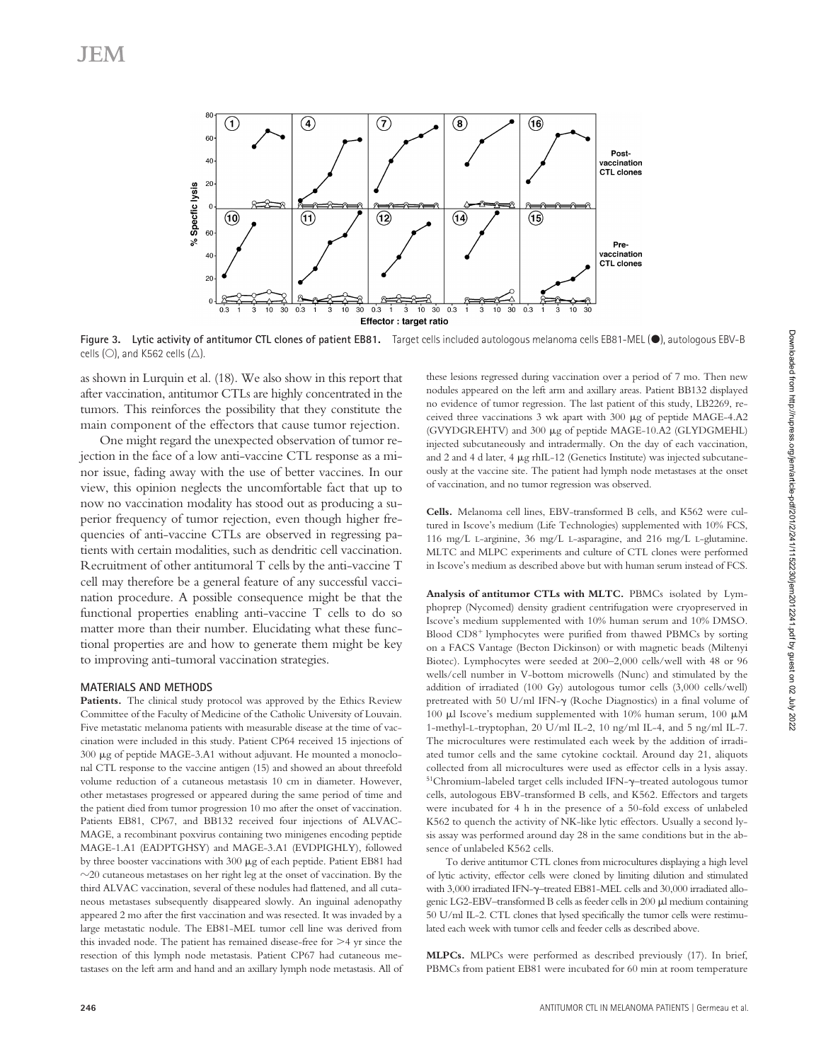Figure 3. Lytic activity of antitumor CTL clones of patient EB81. Target cells included autologous melanoma cells EB81-MEL (●), autologous EBV-B cells (○), and K562 cells (△).

as shown in Lurquin et al. (18). We also show in this report that after vaccination, antitumor CTLs are highly concentrated in the tumors. This reinforces the possibility that they constitute the main component of the effectors that cause tumor rejection.

One might regard the unexpected observation of tumor rejection in the face of a low anti-vaccine CTL response as a minor issue, fading away with the use of better vaccines. In our view, this opinion neglects the uncomfortable fact that up to now no vaccination modality has stood out as producing a superior frequency of tumor rejection, even though higher frequencies of anti-vaccine CTLs are observed in regressing patients with certain modalities, such as dendritic cell vaccination. Recruitment of other antitumoral T cells by the anti-vaccine T cell may therefore be a general feature of any successful vaccination procedure. A possible consequence might be that the functional properties enabling anti-vaccine T cells to do so matter more than their number. Elucidating what these functional properties are and how to generate them might be key to improving anti-tumoral vaccination strategies.

## MATERIALS AND METHODS

**Patients.** The clinical study protocol was approved by the Ethics Review Committee of the Faculty of Medicine of the Catholic University of Louvain. Five metastatic melanoma patients with measurable disease at the time of vaccination were included in this study. Patient CP64 received 15 injections of 300 μg of peptide MAGE-3.A1 without adjuvant. He mounted a monoclonal CTL response to the vaccine antigen (15) and showed an about threefold volume reduction of a cutaneous metastasis 10 cm in diameter. However, other metastases progressed or appeared during the same period of time and the patient died from tumor progression 10 mo after the onset of vaccination. Patients EB81, CP67, and BB132 received four injections of ALVAC-MAGE, a recombinant poxvirus containing two minigenes encoding peptide MAGE-1.A1 (EADPTGHSY) and MAGE-3.A1 (EVDPIGHLY), followed by three booster vaccinations with 300 μg of each peptide. Patient EB81 had ~20 cutaneous metastases on her right leg at the onset of vaccination. By the third ALVAC vaccination, several of these nodules had flattened, and all cutaneous metastases subsequently disappeared slowly. An inguinal adenopathy appeared 2 mo after the first vaccination and was resected. It was invaded by a large metastatic nodule. The EB81-MEL tumor cell line was derived from this invaded node. The patient has remained disease-free for >4 yr since the resection of this lymph node metastasis. Patient CP67 had cutaneous metastases on the left arm and hand and an axillary lymph node metastasis. All of these lesions regressed during vaccination over a period of 7 mo. Then new nodules appeared on the left arm and axillary areas. Patient BB132 displayed no evidence of tumor regression. The last patient of this study, LB2269, received three vaccinations 3 wk apart with 300 μg of peptide MAGE-4.A2 (GVYDGREHTV) and 300 μg of peptide MAGE-10.A2 (GLYDGMEHL) injected subcutaneously and intradermally. On the day of each vaccination, and 2 and 4 d later, 4 μg rhIL-12 (Genetics Institute) was injected subcutaneously at the vaccine site. The patient had lymph node metastases at the onset of vaccination, and no tumor regression was observed.

**Cells.** Melanoma cell lines, EBV-transformed B cells, and K562 were cultured in Iscove's medium (Life Technologies) supplemented with 10% FCS, 116 mg/L L-arginine, 36 mg/L L-asparagine, and 216 mg/L L-glutamine. MLTC and MLPC experiments and culture of CTL clones were performed in Iscove's medium as described above but with human serum instead of FCS.

**Analysis of antitumor CTLs with MLTC.** PBMCs isolated by Lymphoprep (Nycomed) density gradient centrifugation were cryopreserved in Iscove's medium supplemented with 10% human serum and 10% DMSO. Blood $CD8^+$ lymphocytes were purified from thawed PBMCs by sorting on a FACS Vantage (Becton Dickinson) or with magnetic beads (Miltenyi Biotec). Lymphocytes were seeded at 200–2,000 cells/well with 48 or 96 wells/cell number in V-bottom microwells (Nunc) and stimulated by the addition of irradiated (100 Gy) autologous tumor cells (3,000 cells/well) pretreated with 50 U/ml IFN-γ (Roche Diagnostics) in a final volume of 100 μl Iscove's medium supplemented with 10% human serum, 100 μM 1-methyl-L-tryptophan, 20 U/ml IL-2, 10 ng/ml IL-4, and 5 ng/ml IL-7. The microcultures were restimulated each week by the addition of irradiated tumor cells and the same cytokine cocktail. Around day 21, aliquots collected from all microcultures were used as effector cells in a lysis assay. $^{51}$Chromium-labeled target cells included IFN-γ–treated autologous tumor cells, autologous EBV-transformed B cells, and K562. Effectors and targets were incubated for 4 h in the presence of a 50-fold excess of unlabeled K562 to quench the activity of NK-like lytic effectors. Usually a second lysis assay was performed around day 28 in the same conditions but in the absence of unlabeled K562 cells.

To derive antitumor CTL clones from microcultures displaying a high level of lytic activity, effector cells were cloned by limiting dilution and stimulated with 3,000 irradiated IFN-γ–treated EB81-MEL cells and 30,000 irradiated allogenic LG2-EBV–transformed B cells as feeder cells in 200 μl medium containing 50 U/ml IL-2. CTL clones that lysed specifically the tumor cells were restimulated each week with tumor cells and feeder cells as described above.

**MLPCs.** MLPCs were performed as described previously (17). In brief, PBMCs from patient EB81 were incubated for 60 min at room temperature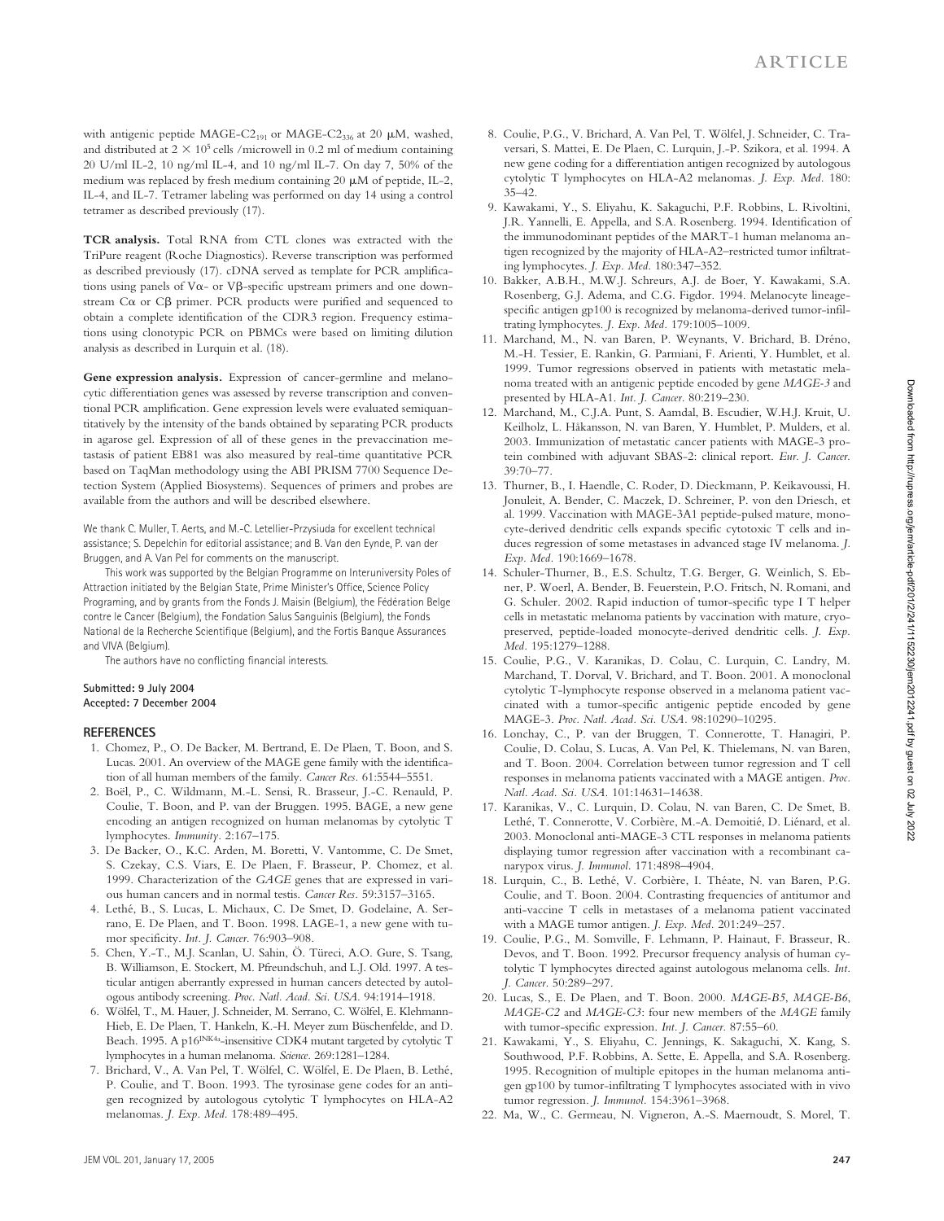with antigenic peptide MAGE-$C2_{191}$ or MAGE-$C2_{336}$ at 20 μM, washed, and distributed at $2 \times 10^5$ cells /microwell in 0.2 ml of medium containing 20 U/ml IL-2, 10 ng/ml IL-4, and 10 ng/ml IL-7. On day 7, 50% of the medium was replaced by fresh medium containing 20 μM of peptide, IL-2, IL-4, and IL-7. Tetramer labeling was performed on day 14 using a control tetramer as described previously (17).

**TCR analysis.** Total RNA from CTL clones was extracted with the TriPure reagent (Roche Diagnostics). Reverse transcription was performed as described previously (17). cDNA served as template for PCR amplifications using panels of Vα- or Vβ-specific upstream primers and one downstream Cα or Cβ primer. PCR products were purified and sequenced to obtain a complete identification of the CDR3 region. Frequency estimations using clonotypic PCR on PBMCs were based on limiting dilution analysis as described in Lurquin et al. (18).

**Gene expression analysis.** Expression of cancer-germline and melanocytic differentiation genes was assessed by reverse transcription and conventional PCR amplification. Gene expression levels were evaluated semiquantitatively by the intensity of the bands obtained by separating PCR products in agarose gel. Expression of all of these genes in the prevaccination metastasis of patient EB81 was also measured by real-time quantitative PCR based on TaqMan methodology using the ABI PRISM 7700 Sequence Detection System (Applied Biosystems). Sequences of primers and probes are available from the authors and will be described elsewhere.

We thank C. Muller, T. Aerts, and M.-C. Letellier-Przysiuda for excellent technical assistance; S. Depelchin for editorial assistance; and B. Van den Eynde, P. van der Bruggen, and A. Van Pel for comments on the manuscript.

This work was supported by the Belgian Programme on Interuniversity Poles of Attraction initiated by the Belgian State, Prime Minister's Office, Science Policy Programing, and by grants from the Fonds J. Maisin (Belgium), the Fédération Belge contre le Cancer (Belgium), the Fondation Salus Sanguinis (Belgium), the Fonds National de la Recherche Scientifique (Belgium), and the Fortis Banque Assurances and VIVA (Belgium).

The authors have no conflicting financial interests.

**Submitted: 9 July 2004**
**Accepted: 7 December 2004**

## REFERENCES

1. Chomez, P., O. De Backer, M. Bertrand, E. De Plaen, T. Boon, and S. Lucas. 2001. An overview of the MAGE gene family with the identification of all human members of the family. *Cancer Res.* 61:5544–5551.
2. Boël, P., C. Wildmann, M.-L. Sensi, R. Brasseur, J.-C. Renauld, P. Coulie, T. Boon, and P. van der Bruggen. 1995. BAGE, a new gene encoding an antigen recognized on human melanomas by cytolytic T lymphocytes. *Immunity.* 2:167–175.
3. De Backer, O., K.C. Arden, M. Boretti, V. Vantomme, C. De Smet, S. Czekay, C.S. Viars, E. De Plaen, F. Brasseur, P. Chomez, et al. 1999. Characterization of the *GAGE* genes that are expressed in various human cancers and in normal testis. *Cancer Res.* 59:3157–3165.
4. Lethé, B., S. Lucas, L. Michaux, C. De Smet, D. Godelaine, A. Serrano, E. De Plaen, and T. Boon. 1998. LAGE-1, a new gene with tumor specificity. *Int. J. Cancer.* 76:903–908.
5. Chen, Y.-T., M.J. Scanlan, U. Sahin, Ö. Türeci, A.O. Gure, S. Tsang, B. Williamson, E. Stockert, M. Pfreundschuh, and L.J. Old. 1997. A testicular antigen aberrantly expressed in human cancers detected by autologous antibody screening. *Proc. Natl. Acad. Sci. USA.* 94:1914–1918.
6. Wölfel, T., M. Hauer, J. Schneider, M. Serrano, C. Wölfel, E. Klehmann-Hieb, E. De Plaen, T. Hankeln, K.-H. Meyer zum Büschenfelde, and D. Beach. 1995. A $p16^{INK4a}$-insensitive CDK4 mutant targeted by cytolytic T lymphocytes in a human melanoma. *Science.* 269:1281–1284.
7. Brichard, V., A. Van Pel, T. Wölfel, C. Wölfel, E. De Plaen, B. Lethé, P. Coulie, and T. Boon. 1993. The tyrosinase gene codes for an antigen recognized by autologous cytolytic T lymphocytes on HLA-A2 melanomas. *J. Exp. Med.* 178:489–495.
8. Coulie, P.G., V. Brichard, A. Van Pel, T. Wölfel, J. Schneider, C. Traversari, S. Mattei, E. De Plaen, C. Lurquin, J.-P. Szikora, et al. 1994. A new gene coding for a differentiation antigen recognized by autologous cytolytic T lymphocytes on HLA-A2 melanomas. *J. Exp. Med.* 180: 35–42.
9. Kawakami, Y., S. Eliyahu, K. Sakaguchi, P.F. Robbins, L. Rivoltini, J.R. Yannelli, E. Appella, and S.A. Rosenberg. 1994. Identification of the immunodominant peptides of the MART-1 human melanoma antigen recognized by the majority of HLA-A2–restricted tumor infiltrating lymphocytes. *J. Exp. Med.* 180:347–352.
10. Bakker, A.B.H., M.W.J. Schreurs, A.J. de Boer, Y. Kawakami, S.A. Rosenberg, G.J. Adema, and C.G. Figdor. 1994. Melanocyte lineage-specific antigen gp100 is recognized by melanoma-derived tumor-infiltrating lymphocytes. *J. Exp. Med.* 179:1005–1009.
11. Marchand, M., N. van Baren, P. Weynants, V. Brichard, B. Dréno, M.-H. Tessier, E. Rankin, G. Parmiani, F. Arienti, Y. Humblet, et al. 1999. Tumor regressions observed in patients with metastatic melanoma treated with an antigenic peptide encoded by gene *MAGE-3* and presented by HLA-A1. *Int. J. Cancer.* 80:219–230.
12. Marchand, M., C.J.A. Punt, S. Aamdal, B. Escudier, W.H.J. Kruit, U. Keilholz, L. Håkansson, N. van Baren, Y. Humblet, P. Mulders, et al. 2003. Immunization of metastatic cancer patients with MAGE-3 protein combined with adjuvant SBAS-2: clinical report. *Eur. J. Cancer.* 39:70–77.
13. Thurner, B., I. Haendle, C. Roder, D. Dieckmann, P. Keikavoussi, H. Jonuleit, A. Bender, C. Maczek, D. Schreiner, P. von den Driesch, et al. 1999. Vaccination with MAGE-3A1 peptide-pulsed mature, monocyte-derived dendritic cells expands specific cytotoxic T cells and induces regression of some metastases in advanced stage IV melanoma. *J. Exp. Med.* 190:1669–1678.
14. Schuler-Thurner, B., E.S. Schultz, T.G. Berger, G. Weinlich, S. Ebner, P. Woerl, A. Bender, B. Feuerstein, P.O. Fritsch, N. Romani, and G. Schuler. 2002. Rapid induction of tumor-specific type I T helper cells in metastatic melanoma patients by vaccination with mature, cryopreserved, peptide-loaded monocyte-derived dendritic cells. *J. Exp. Med.* 195:1279–1288.
15. Coulie, P.G., V. Karanikas, D. Colau, C. Lurquin, C. Landry, M. Marchand, T. Dorval, V. Brichard, and T. Boon. 2001. A monoclonal cytolytic T-lymphocyte response observed in a melanoma patient vaccinated with a tumor-specific antigenic peptide encoded by gene MAGE-3. *Proc. Natl. Acad. Sci. USA.* 98:10290–10295.
16. Lonchay, C., P. van der Bruggen, T. Connerotte, T. Hanagiri, P. Coulie, D. Colau, S. Lucas, A. Van Pel, K. Thielemans, N. van Baren, and T. Boon. 2004. Correlation between tumor regression and T cell responses in melanoma patients vaccinated with a MAGE antigen. *Proc. Natl. Acad. Sci. USA.* 101:14631–14638.
17. Karanikas, V., C. Lurquin, D. Colau, N. van Baren, C. De Smet, B. Lethé, T. Connerotte, V. Corbière, M.-A. Demoitié, D. Liénard, et al. 2003. Monoclonal anti-MAGE-3 CTL responses in melanoma patients displaying tumor regression after vaccination with a recombinant canarypox virus. *J. Immunol.* 171:4898–4904.
18. Lurquin, C., B. Lethé, V. Corbière, I. Théate, N. van Baren, P.G. Coulie, and T. Boon. 2004. Contrasting frequencies of antitumor and anti-vaccine T cells in metastases of a melanoma patient vaccinated with a MAGE tumor antigen. *J. Exp. Med.* 201:249–257.
19. Coulie, P.G., M. Somville, F. Lehmann, P. Hainaut, F. Brasseur, R. Devos, and T. Boon. 1992. Precursor frequency analysis of human cytolytic T lymphocytes directed against autologous melanoma cells. *Int. J. Cancer.* 50:289–297.
20. Lucas, S., E. De Plaen, and T. Boon. 2000. *MAGE-B5*, *MAGE-B6*, *MAGE-C2* and *MAGE-C3*: four new members of the *MAGE* family with tumor-specific expression. *Int. J. Cancer.* 87:55–60.
21. Kawakami, Y., S. Eliyahu, C. Jennings, K. Sakaguchi, X. Kang, S. Southwood, P.F. Robbins, A. Sette, E. Appella, and S.A. Rosenberg. 1995. Recognition of multiple epitopes in the human melanoma antigen gp100 by tumor-infiltrating T lymphocytes associated with in vivo tumor regression. *J. Immunol.* 154:3961–3968.
22. Ma, W., C. Germeau, N. Vigneron, A.-S. Maernoudt, S. Morel, T.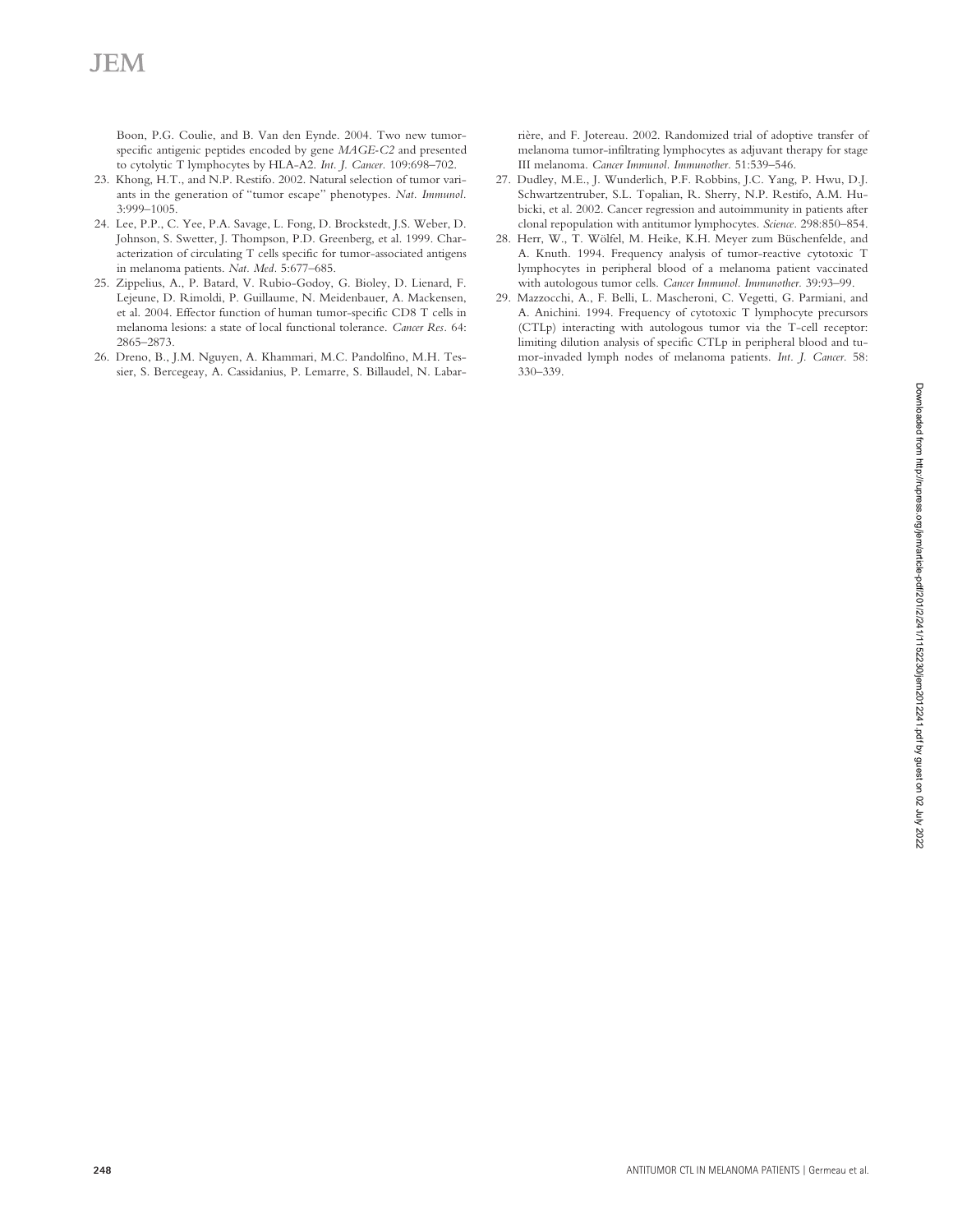Boon, P.G. Coulie, and B. Van den Eynde. 2004. Two new tumor-specific antigenic peptides encoded by gene *MAGE-C2* and presented to cytolytic T lymphocytes by HLA-A2. *Int. J. Cancer.* 109:698–702.

23. Khong, H.T., and N.P. Restifo. 2002. Natural selection of tumor variants in the generation of "tumor escape" phenotypes. *Nat. Immunol.* 3:999–1005.
24. Lee, P.P., C. Yee, P.A. Savage, L. Fong, D. Brockstedt, J.S. Weber, D. Johnson, S. Swetter, J. Thompson, P.D. Greenberg, et al. 1999. Characterization of circulating T cells specific for tumor-associated antigens in melanoma patients. *Nat. Med.* 5:677–685.
25. Zippelius, A., P. Batard, V. Rubio-Godoy, G. Bioley, D. Lienard, F. Lejeune, D. Rimoldi, P. Guillaume, N. Meidenbauer, A. Mackensen, et al. 2004. Effector function of human tumor-specific CD8 T cells in melanoma lesions: a state of local functional tolerance. *Cancer Res.* 64: 2865–2873.
26. Dreno, B., J.M. Nguyen, A. Khammari, M.C. Pandolfino, M.H. Tessier, S. Bercegeay, A. Cassidanius, P. Lemarre, S. Billaudel, N. Labarrière, and F. Jotereau. 2002. Randomized trial of adoptive transfer of melanoma tumor-infiltrating lymphocytes as adjuvant therapy for stage III melanoma. *Cancer Immunol. Immunother.* 51:539–546.
27. Dudley, M.E., J. Wunderlich, P.F. Robbins, J.C. Yang, P. Hwu, D.J. Schwartzentruber, S.L. Topalian, R. Sherry, N.P. Restifo, A.M. Hubicki, et al. 2002. Cancer regression and autoimmunity in patients after clonal repopulation with antitumor lymphocytes. *Science.* 298:850–854.
28. Herr, W., T. Wölfel, M. Heike, K.H. Meyer zum Büschenfelde, and A. Knuth. 1994. Frequency analysis of tumor-reactive cytotoxic T lymphocytes in peripheral blood of a melanoma patient vaccinated with autologous tumor cells. *Cancer Immunol. Immunother.* 39:93–99.
29. Mazzocchi, A., F. Belli, L. Mascheroni, C. Vegetti, G. Parmiani, and A. Anichini. 1994. Frequency of cytotoxic T lymphocyte precursors (CTLp) interacting with autologous tumor via the T-cell receptor: limiting dilution analysis of specific CTLp in peripheral blood and tumor-invaded lymph nodes of melanoma patients. *Int. J. Cancer.* 58: 330–339.